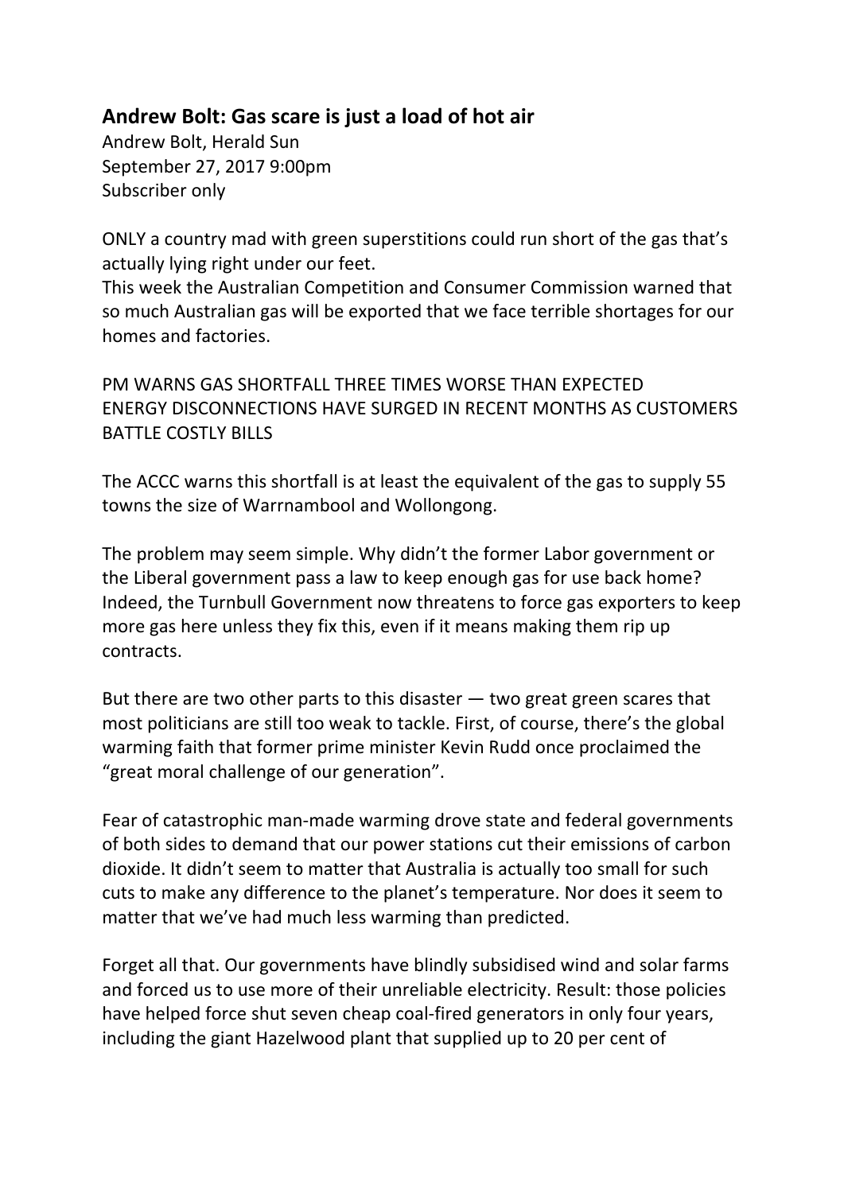## Andrew Bolt: Gas scare is just a load of hot air

Andrew Bolt, Herald Sun
September 27, 2017 9:00pm
Subscriber only

ONLY a country mad with green superstitions could run short of the gas that's actually lying right under our feet.
This week the Australian Competition and Consumer Commission warned that so much Australian gas will be exported that we face terrible shortages for our homes and factories.

PM WARNS GAS SHORTFALL THREE TIMES WORSE THAN EXPECTED
ENERGY DISCONNECTIONS HAVE SURGED IN RECENT MONTHS AS CUSTOMERS BATTLE COSTLY BILLS

The ACCC warns this shortfall is at least the equivalent of the gas to supply 55 towns the size of Warrnambool and Wollongong.

The problem may seem simple. Why didn't the former Labor government or the Liberal government pass a law to keep enough gas for use back home? Indeed, the Turnbull Government now threatens to force gas exporters to keep more gas here unless they fix this, even if it means making them rip up contracts.

But there are two other parts to this disaster — two great green scares that most politicians are still too weak to tackle. First, of course, there's the global warming faith that former prime minister Kevin Rudd once proclaimed the "great moral challenge of our generation".

Fear of catastrophic man-made warming drove state and federal governments of both sides to demand that our power stations cut their emissions of carbon dioxide. It didn't seem to matter that Australia is actually too small for such cuts to make any difference to the planet's temperature. Nor does it seem to matter that we've had much less warming than predicted.

Forget all that. Our governments have blindly subsidised wind and solar farms and forced us to use more of their unreliable electricity. Result: those policies have helped force shut seven cheap coal-fired generators in only four years, including the giant Hazelwood plant that supplied up to 20 per cent of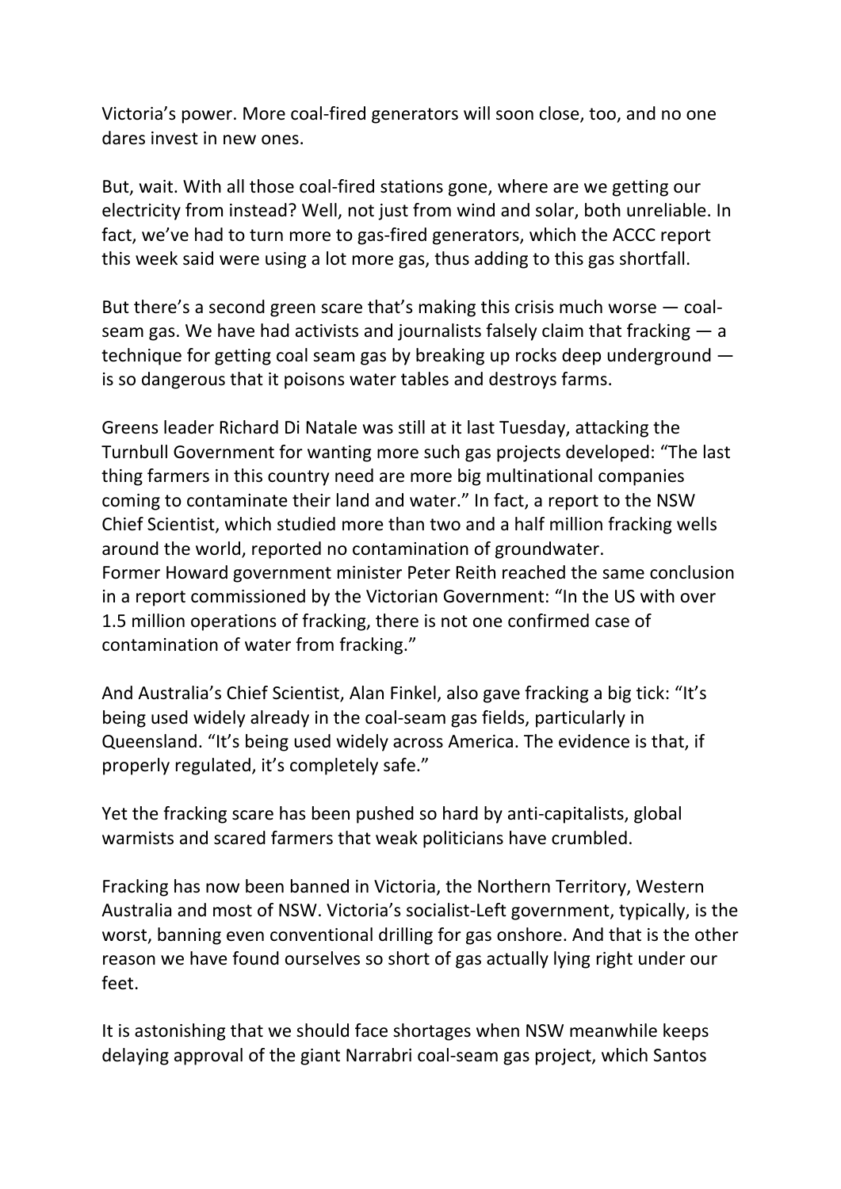Victoria's power. More coal-fired generators will soon close, too, and no one dares invest in new ones.

But, wait. With all those coal-fired stations gone, where are we getting our electricity from instead? Well, not just from wind and solar, both unreliable. In fact, we've had to turn more to gas-fired generators, which the ACCC report this week said were using a lot more gas, thus adding to this gas shortfall.

But there's a second green scare that's making this crisis much worse — coal-seam gas. We have had activists and journalists falsely claim that fracking — a technique for getting coal seam gas by breaking up rocks deep underground — is so dangerous that it poisons water tables and destroys farms.

Greens leader Richard Di Natale was still at it last Tuesday, attacking the Turnbull Government for wanting more such gas projects developed: "The last thing farmers in this country need are more big multinational companies coming to contaminate their land and water." In fact, a report to the NSW Chief Scientist, which studied more than two and a half million fracking wells around the world, reported no contamination of groundwater.
Former Howard government minister Peter Reith reached the same conclusion in a report commissioned by the Victorian Government: "In the US with over 1.5 million operations of fracking, there is not one confirmed case of contamination of water from fracking."

And Australia's Chief Scientist, Alan Finkel, also gave fracking a big tick: "It's being used widely already in the coal-seam gas fields, particularly in Queensland. "It's being used widely across America. The evidence is that, if properly regulated, it's completely safe."

Yet the fracking scare has been pushed so hard by anti-capitalists, global warmists and scared farmers that weak politicians have crumbled.

Fracking has now been banned in Victoria, the Northern Territory, Western Australia and most of NSW. Victoria's socialist-Left government, typically, is the worst, banning even conventional drilling for gas onshore. And that is the other reason we have found ourselves so short of gas actually lying right under our feet.

It is astonishing that we should face shortages when NSW meanwhile keeps delaying approval of the giant Narrabri coal-seam gas project, which Santos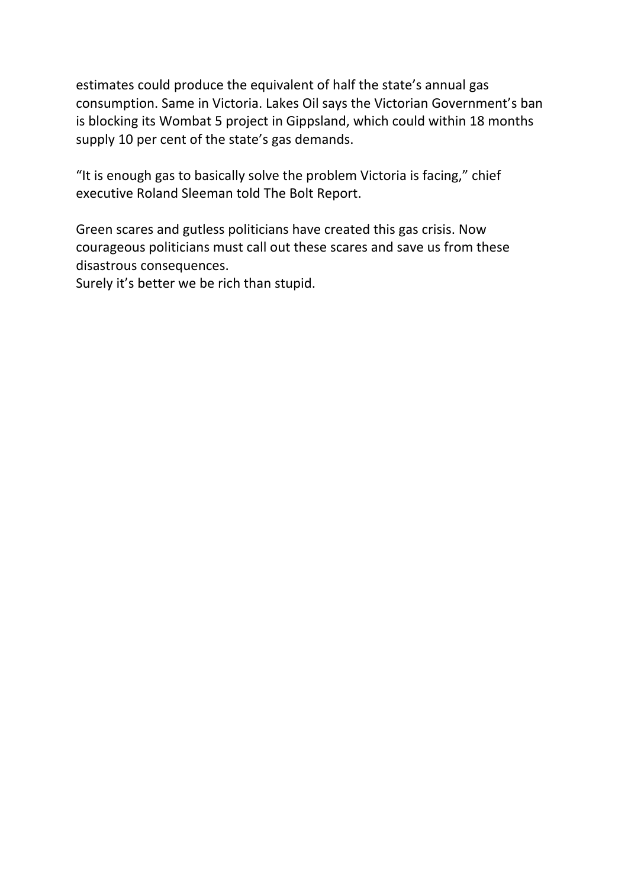estimates could produce the equivalent of half the state's annual gas consumption. Same in Victoria. Lakes Oil says the Victorian Government's ban is blocking its Wombat 5 project in Gippsland, which could within 18 months supply 10 per cent of the state's gas demands.

"It is enough gas to basically solve the problem Victoria is facing," chief executive Roland Sleeman told The Bolt Report.

Green scares and gutless politicians have created this gas crisis. Now courageous politicians must call out these scares and save us from these disastrous consequences.
Surely it's better we be rich than stupid.